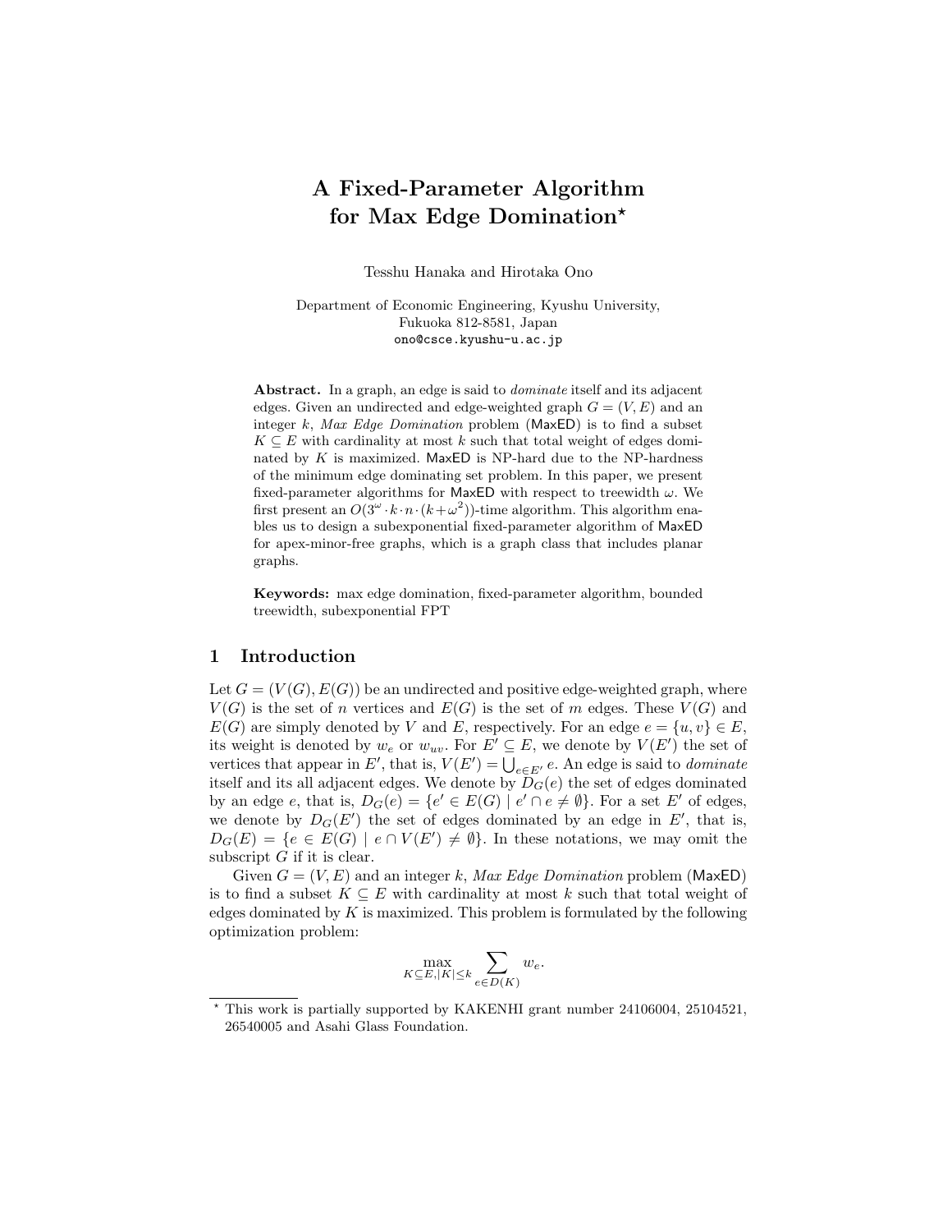# A Fixed-Parameter Algorithm for Max Edge Domination*

Tesshu Hanaka and Hirotaka Ono

Department of Economic Engineering, Kyushu University,
Fukuoka 812-8581, Japan
ono@csce.kyushu-u.ac.jp

**Abstract.** In a graph, an edge is said to *dominate* itself and its adjacent edges. Given an undirected and edge-weighted graph $G = (V, E)$ and an integer $k$, *Max Edge Domination* problem (MaxED) is to find a subset $K \subseteq E$ with cardinality at most $k$ such that total weight of edges dominated by $K$ is maximized. MaxED is NP-hard due to the NP-hardness of the minimum edge dominating set problem. In this paper, we present fixed-parameter algorithms for MaxED with respect to treewidth $\omega$. We first present an $O(3^{\omega} \cdot k \cdot n \cdot (k + \omega^2))$-time algorithm. This algorithm enables us to design a subexponential fixed-parameter algorithm of MaxED for apex-minor-free graphs, which is a graph class that includes planar graphs.

**Keywords:** max edge domination, fixed-parameter algorithm, bounded treewidth, subexponential FPT

## 1 Introduction

Let $G = (V(G), E(G))$ be an undirected and positive edge-weighted graph, where $V(G)$ is the set of $n$ vertices and $E(G)$ is the set of $m$ edges. These $V(G)$ and $E(G)$ are simply denoted by $V$ and $E$, respectively. For an edge $e = \{u, v\} \in E$, its weight is denoted by $w_e$ or $w_{uv}$. For $E' \subseteq E$, we denote by $V(E')$ the set of vertices that appear in $E'$, that is, $V(E') = \bigcup_{e \in E'} e$. An edge is said to *dominate* itself and its all adjacent edges. We denote by $D_G(e)$ the set of edges dominated by an edge $e$, that is, $D_G(e) = \{e' \in E(G) \mid e' \cap e \neq \emptyset\}$. For a set $E'$ of edges, we denote by $D_G(E')$ the set of edges dominated by an edge in $E'$, that is, $D_G(E) = \{e \in E(G) \mid e \cap V(E') \neq \emptyset\}$. In these notations, we may omit the subscript $G$ if it is clear.

Given $G = (V, E)$ and an integer $k$, *Max Edge Domination* problem (MaxED) is to find a subset $K \subseteq E$ with cardinality at most $k$ such that total weight of edges dominated by $K$ is maximized. This problem is formulated by the following optimization problem:

$$\max_{K \subseteq E, |K| \leq k} \sum_{e \in D(K)} w_e.$$

* This work is partially supported by KAKENHI grant number 24106004, 25104521, 26540005 and Asahi Glass Foundation.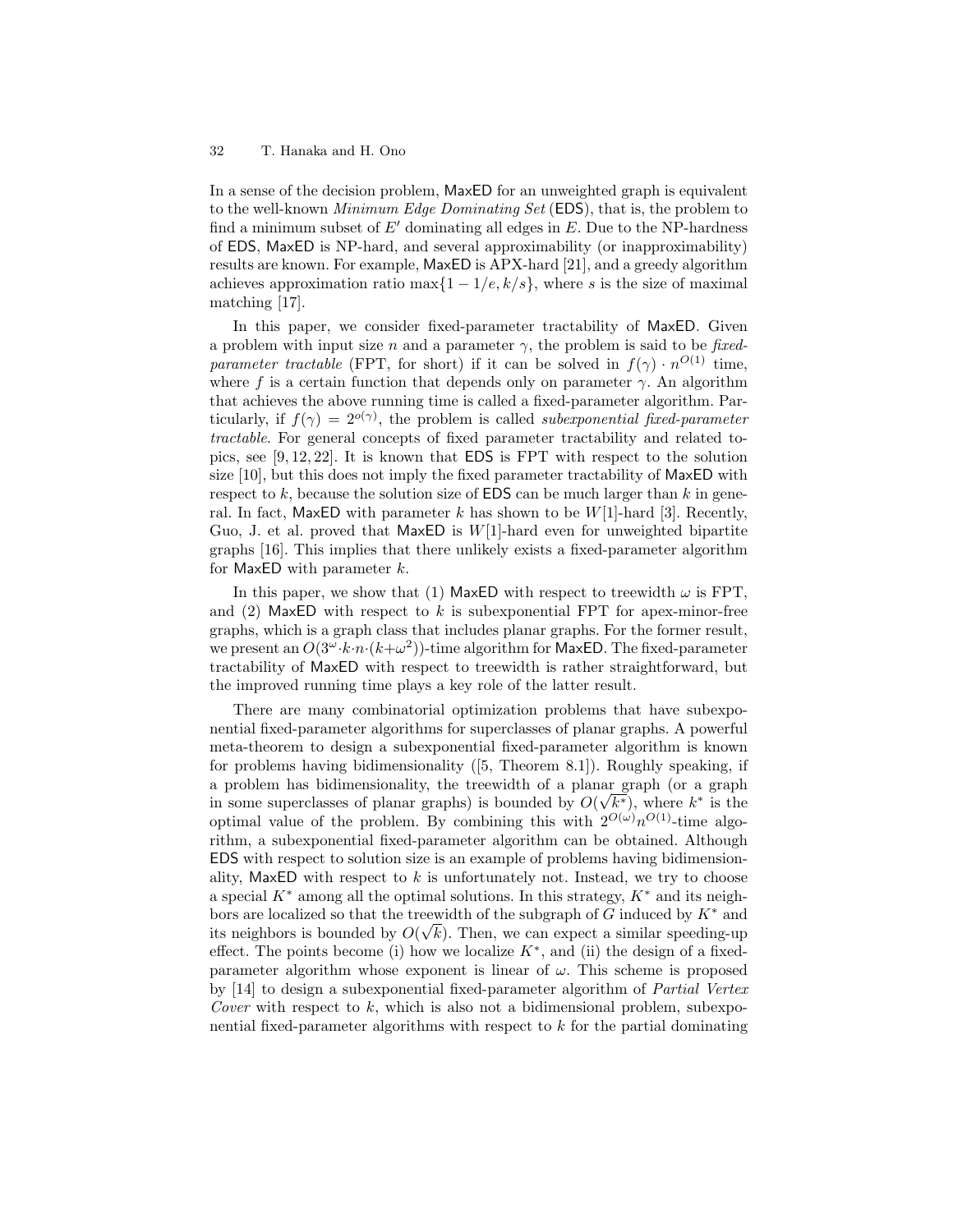In a sense of the decision problem, MaxED for an unweighted graph is equivalent to the well-known *Minimum Edge Dominating Set* (EDS), that is, the problem to find a minimum subset of $E'$ dominating all edges in $E$. Due to the NP-hardness of EDS, MaxED is NP-hard, and several approximability (or inapproximability) results are known. For example, MaxED is APX-hard [21], and a greedy algorithm achieves approximation ratio $\max\{1 - 1/e, k/s\}$, where $s$ is the size of maximal matching [17].

In this paper, we consider fixed-parameter tractability of MaxED. Given a problem with input size $n$ and a parameter $\gamma$, the problem is said to be *fixed-parameter tractable* (FPT, for short) if it can be solved in $f(\gamma) \cdot n^{O(1)}$ time, where $f$ is a certain function that depends only on parameter $\gamma$. An algorithm that achieves the above running time is called a fixed-parameter algorithm. Particularly, if $f(\gamma) = 2^{o(\gamma)}$, the problem is called *subexponential fixed-parameter tractable*. For general concepts of fixed parameter tractability and related topics, see [9, 12, 22]. It is known that EDS is FPT with respect to the solution size [10], but this does not imply the fixed parameter tractability of MaxED with respect to $k$, because the solution size of EDS can be much larger than $k$ in general. In fact, MaxED with parameter $k$ has shown to be $W[1]$-hard [3]. Recently, Guo, J. et al. proved that MaxED is $W[1]$-hard even for unweighted bipartite graphs [16]. This implies that there unlikely exists a fixed-parameter algorithm for MaxED with parameter $k$.

In this paper, we show that (1) MaxED with respect to treewidth $\omega$ is FPT, and (2) MaxED with respect to $k$ is subexponential FPT for apex-minor-free graphs, which is a graph class that includes planar graphs. For the former result, we present an $O(3^{\omega} \cdot k \cdot n \cdot (k + \omega^2))$-time algorithm for MaxED. The fixed-parameter tractability of MaxED with respect to treewidth is rather straightforward, but the improved running time plays a key role of the latter result.

There are many combinatorial optimization problems that have subexponential fixed-parameter algorithms for superclasses of planar graphs. A powerful meta-theorem to design a subexponential fixed-parameter algorithm is known for problems having bidimensionality ([5, Theorem 8.1]). Roughly speaking, if a problem has bidimensionality, the treewidth of a planar graph (or a graph in some superclasses of planar graphs) is bounded by $O(\sqrt{k^*})$, where $k^*$ is the optimal value of the problem. By combining this with $2^{O(\omega)} n^{O(1)}$-time algorithm, a subexponential fixed-parameter algorithm can be obtained. Although EDS with respect to solution size is an example of problems having bidimensionality, MaxED with respect to $k$ is unfortunately not. Instead, we try to choose a special $K^*$ among all the optimal solutions. In this strategy, $K^*$ and its neighbors are localized so that the treewidth of the subgraph of $G$ induced by $K^*$ and its neighbors is bounded by $O(\sqrt{k})$. Then, we can expect a similar speeding-up effect. The points become (i) how we localize $K^*$, and (ii) the design of a fixed-parameter algorithm whose exponent is linear of $\omega$. This scheme is proposed by [14] to design a subexponential fixed-parameter algorithm of *Partial Vertex Cover* with respect to $k$, which is also not a bidimensional problem, subexponential fixed-parameter algorithms with respect to $k$ for the partial dominating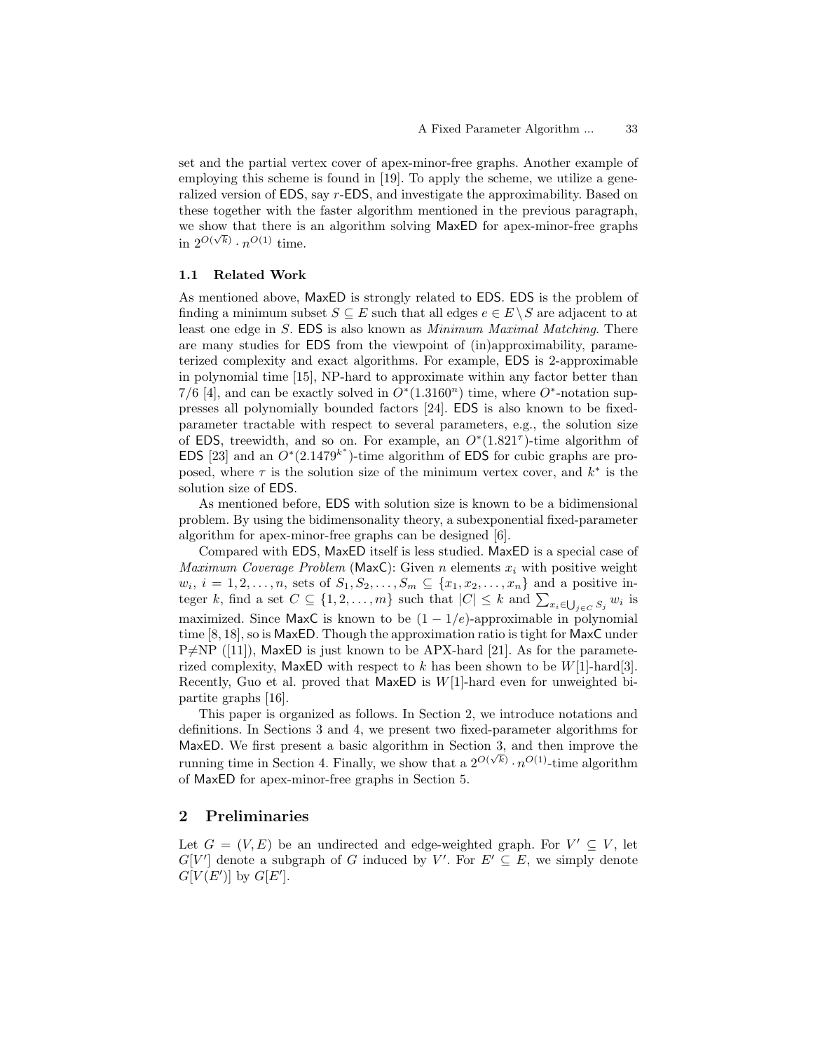set and the partial vertex cover of apex-minor-free graphs. Another example of employing this scheme is found in [19]. To apply the scheme, we utilize a generalized version of EDS, say $r$-EDS, and investigate the approximability. Based on these together with the faster algorithm mentioned in the previous paragraph, we show that there is an algorithm solving MaxED for apex-minor-free graphs in $2^{O(\sqrt{k})} \cdot n^{O(1)}$ time.

### 1.1 Related Work

As mentioned above, MaxED is strongly related to EDS. EDS is the problem of finding a minimum subset $S \subseteq E$ such that all edges $e \in E \setminus S$ are adjacent to at least one edge in $S$. EDS is also known as *Minimum Maximal Matching*. There are many studies for EDS from the viewpoint of (in)approximability, parameterized complexity and exact algorithms. For example, EDS is 2-approximable in polynomial time [15], NP-hard to approximate within any factor better than $7/6$ [4], and can be exactly solved in $O^*(1.3160^n)$ time, where $O^*$-notation suppresses all polynomially bounded factors [24]. EDS is also known to be fixed-parameter tractable with respect to several parameters, e.g., the solution size of EDS, treewidth, and so on. For example, an $O^*(1.821^\tau)$-time algorithm of EDS [23] and an $O^*(2.1479^{k^*})$-time algorithm of EDS for cubic graphs are proposed, where $\tau$ is the solution size of the minimum vertex cover, and $k^*$ is the solution size of EDS.

As mentioned before, EDS with solution size is known to be a bidimensional problem. By using the bidimensonality theory, a subexponential fixed-parameter algorithm for apex-minor-free graphs can be designed [6].

Compared with EDS, MaxED itself is less studied. MaxED is a special case of *Maximum Coverage Problem* (MaxC): Given $n$ elements $x_i$ with positive weight $w_i$, $i = 1, 2, \ldots, n$, sets of $S_1, S_2, \ldots, S_m \subseteq \{x_1, x_2, \ldots, x_n\}$ and a positive integer $k$, find a set $C \subseteq \{1, 2, \ldots, m\}$ such that $|C| \leq k$ and $\sum_{x_i \in \bigcup_{j \in C} S_j} w_i$ is maximized. Since MaxC is known to be $(1 - 1/e)$-approximable in polynomial time [8, 18], so is MaxED. Though the approximation ratio is tight for MaxC under P$\neq$NP ([11]), MaxED is just known to be APX-hard [21]. As for the parameterized complexity, MaxED with respect to $k$ has been shown to be $W[1]$-hard[3]. Recently, Guo et al. proved that MaxED is $W[1]$-hard even for unweighted bipartite graphs [16].

This paper is organized as follows. In Section 2, we introduce notations and definitions. In Sections 3 and 4, we present two fixed-parameter algorithms for MaxED. We first present a basic algorithm in Section 3, and then improve the running time in Section 4. Finally, we show that a $2^{O(\sqrt{k})} \cdot n^{O(1)}$-time algorithm of MaxED for apex-minor-free graphs in Section 5.

## 2 Preliminaries

Let $G = (V, E)$ be an undirected and edge-weighted graph. For $V' \subseteq V$, let $G[V']$ denote a subgraph of $G$ induced by $V'$. For $E' \subseteq E$, we simply denote $G[V(E')]$ by $G[E']$.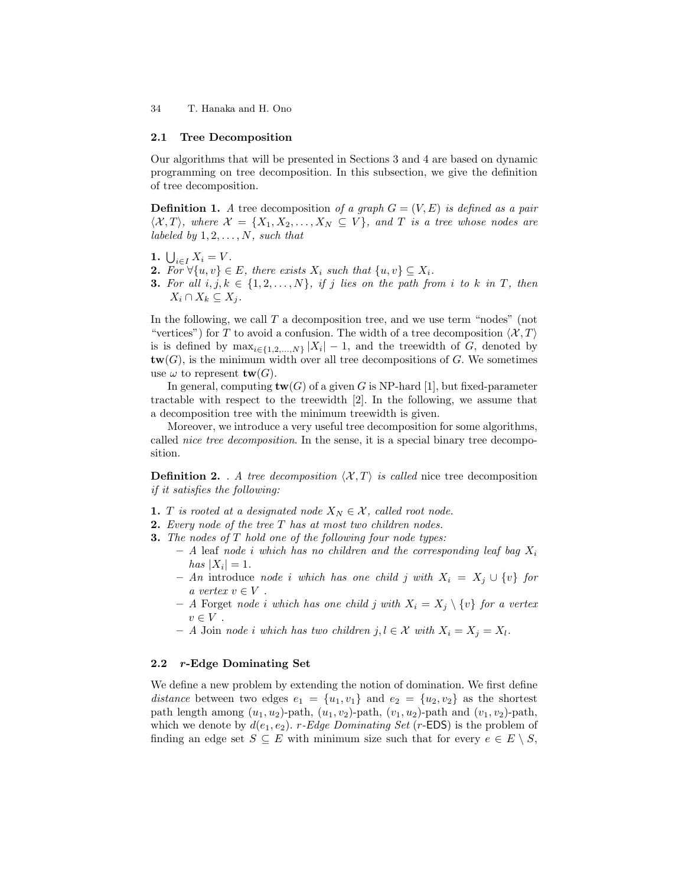## 2.1 Tree Decomposition

Our algorithms that will be presented in Sections 3 and 4 are based on dynamic programming on tree decomposition. In this subsection, we give the definition of tree decomposition.

**Definition 1.** *A* tree decomposition *of a graph $G = (V, E)$ is defined as a pair $\langle \mathcal{X}, T \rangle$, where $\mathcal{X} = \{X_1, X_2, \ldots, X_N \subseteq V\}$, and $T$ is a tree whose nodes are labeled by $1, 2, \ldots, N$, such that*

**1.** $\bigcup_{i \in I} X_i = V$.
**2.** *For $\forall \{u, v\} \in E$, there exists $X_i$ such that $\{u, v\} \subseteq X_i$.*
**3.** *For all $i, j, k \in \{1, 2, \ldots, N\}$, if $j$ lies on the path from $i$ to $k$ in $T$, then $X_i \cap X_k \subseteq X_j$.*

In the following, we call $T$ a decomposition tree, and we use term "nodes" (not "vertices") for $T$ to avoid a confusion. The width of a tree decomposition $\langle \mathcal{X}, T \rangle$ is is defined by $\max_{i \in \{1,2,\ldots,N\}} |X_i| - 1$, and the treewidth of $G$, denoted by $\mathbf{tw}(G)$, is the minimum width over all tree decompositions of $G$. We sometimes use $\omega$ to represent $\mathbf{tw}(G)$.

In general, computing $\mathbf{tw}(G)$ of a given $G$ is NP-hard [1], but fixed-parameter tractable with respect to the treewidth [2]. In the following, we assume that a decomposition tree with the minimum treewidth is given.

Moreover, we introduce a very useful tree decomposition for some algorithms, called *nice tree decomposition*. In the sense, it is a special binary tree decomposition.

**Definition 2.** . *A tree decomposition $\langle \mathcal{X}, T \rangle$ is called* nice tree decomposition *if it satisfies the following:*

**1.** *$T$ is rooted at a designated node $X_N \in \mathcal{X}$, called root node.*
**2.** *Every node of the tree $T$ has at most two children nodes.*
**3.** *The nodes of $T$ hold one of the following four node types:*
   - *A* leaf *node $i$ which has no children and the corresponding leaf bag $X_i$ has $|X_i| = 1$.*
   - *An* introduce *node $i$ which has one child $j$ with $X_i = X_j \cup \{v\}$ for a vertex $v \in V$ .*
   - *A* Forget *node $i$ which has one child $j$ with $X_i = X_j \setminus \{v\}$ for a vertex $v \in V$ .*
   - *A* Join *node $i$ which has two children $j, l \in \mathcal{X}$ with $X_i = X_j = X_l$.*

## 2.2 $r$-Edge Dominating Set

We define a new problem by extending the notion of domination. We first define *distance* between two edges $e_1 = \{u_1, v_1\}$ and $e_2 = \{u_2, v_2\}$ as the shortest path length among $(u_1, u_2)$-path, $(u_1, v_2)$-path, $(v_1, u_2)$-path and $(v_1, v_2)$-path, which we denote by $d(e_1, e_2)$. *$r$-Edge Dominating Set* ($r$-EDS) is the problem of finding an edge set $S \subseteq E$ with minimum size such that for every $e \in E \setminus S$,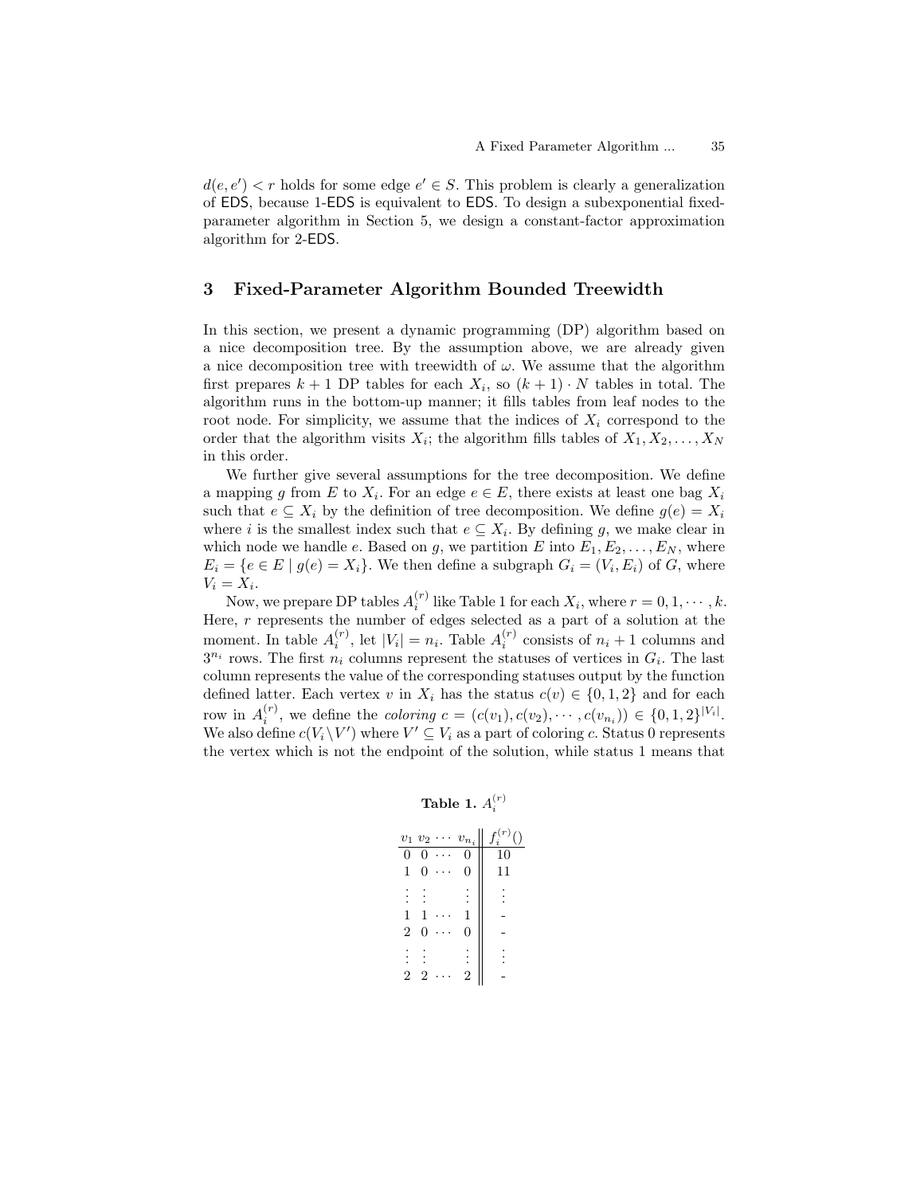$d(e, e') < r$ holds for some edge $e' \in S$. This problem is clearly a generalization of EDS, because 1-EDS is equivalent to EDS. To design a subexponential fixed-parameter algorithm in Section 5, we design a constant-factor approximation algorithm for 2-EDS.

## 3 Fixed-Parameter Algorithm Bounded Treewidth

In this section, we present a dynamic programming (DP) algorithm based on a nice decomposition tree. By the assumption above, we are already given a nice decomposition tree with treewidth of $\omega$. We assume that the algorithm first prepares $k + 1$ DP tables for each $X_i$, so $(k + 1) \cdot N$ tables in total. The algorithm runs in the bottom-up manner; it fills tables from leaf nodes to the root node. For simplicity, we assume that the indices of $X_i$ correspond to the order that the algorithm visits $X_i$; the algorithm fills tables of $X_1, X_2, \ldots, X_N$ in this order.

We further give several assumptions for the tree decomposition. We define a mapping $g$ from $E$ to $X_i$. For an edge $e \in E$, there exists at least one bag $X_i$ such that $e \subseteq X_i$ by the definition of tree decomposition. We define $g(e) = X_i$ where $i$ is the smallest index such that $e \subseteq X_i$. By defining $g$, we make clear in which node we handle $e$. Based on $g$, we partition $E$ into $E_1, E_2, \ldots, E_N$, where $E_i = \{e \in E \mid g(e) = X_i\}$. We then define a subgraph $G_i = (V_i, E_i)$ of $G$, where $V_i = X_i$.

Now, we prepare DP tables $A_i^{(r)}$ like Table 1 for each $X_i$, where $r = 0, 1, \cdots, k$. Here, $r$ represents the number of edges selected as a part of a solution at the moment. In table $A_i^{(r)}$, let $|V_i| = n_i$. Table $A_i^{(r)}$ consists of $n_i + 1$ columns and $3^{n_i}$ rows. The first $n_i$ columns represent the statuses of vertices in $G_i$. The last column represents the value of the corresponding statuses output by the function defined latter. Each vertex $v$ in $X_i$ has the status $c(v) \in \{0, 1, 2\}$ and for each row in $A_i^{(r)}$, we define the *coloring* $c = (c(v_1), c(v_2), \cdots, c(v_{n_i})) \in \{0, 1, 2\}^{|V_i|}$. We also define $c(V_i \backslash V')$ where $V' \subseteq V_i$ as a part of coloring $c$. Status 0 represents the vertex which is not the endpoint of the solution, while status 1 means that

**Table 1.** $A_i^{(r)}$

| $v_1$ | $v_2$ | $\cdots$ | $v_{n_i}$ | $f_i^{(r)}()$ |
|---|---|---|---|---|
| 0 | 0 | $\cdots$ | 0 | 10 |
| 1 | 0 | $\cdots$ | 0 | 11 |
| $\vdots$ | $\vdots$ | | $\vdots$ | $\vdots$ |
| 1 | 1 | $\cdots$ | 1 | - |
| 2 | 0 | $\cdots$ | 0 | - |
| $\vdots$ | $\vdots$ | | $\vdots$ | $\vdots$ |
| 2 | 2 | $\cdots$ | 2 | - |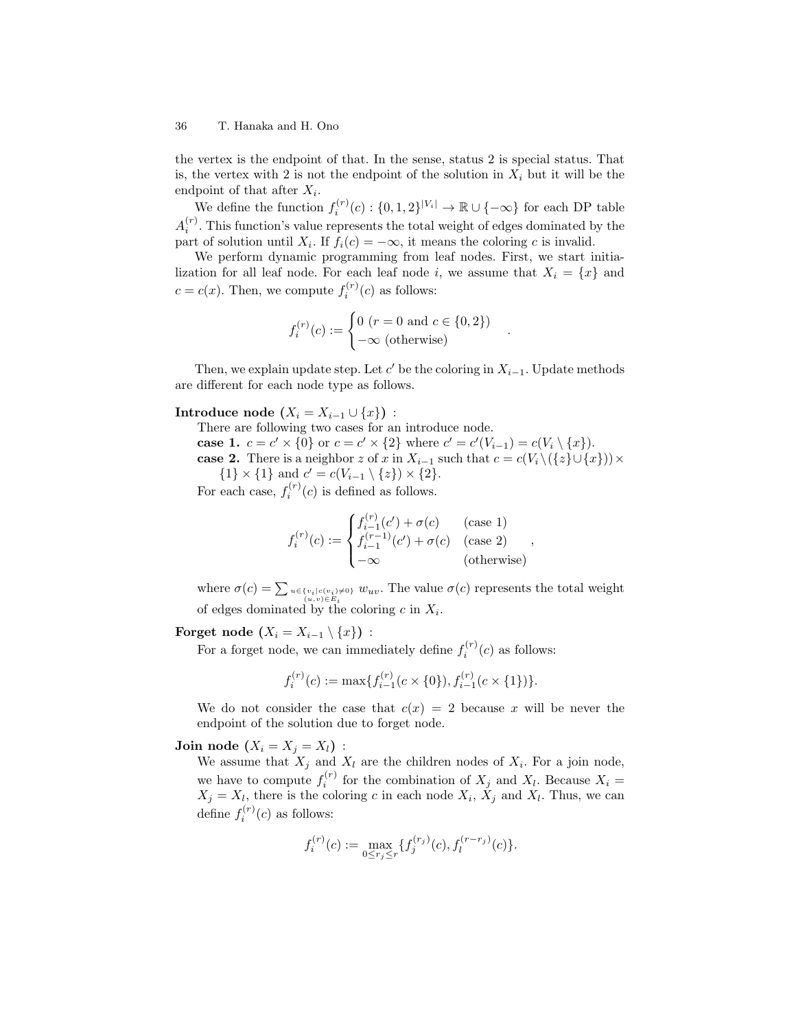the vertex is the endpoint of that. In the sense, status 2 is special status. That is, the vertex with 2 is not the endpoint of the solution in $X_i$ but it will be the endpoint of that after $X_i$.

We define the function $f_i^{(r)}(c) : \{0,1,2\}^{|V_i|} \to \mathbb{R} \cup \{-\infty\}$ for each DP table $A_i^{(r)}$. This function's value represents the total weight of edges dominated by the part of solution until $X_i$. If $f_i(c) = -\infty$, it means the coloring $c$ is invalid.

We perform dynamic programming from leaf nodes. First, we start initialization for all leaf node. For each leaf node $i$, we assume that $X_i = \{x\}$ and $c = c(x)$. Then, we compute $f_i^{(r)}(c)$ as follows:

$$f_i^{(r)}(c) := \begin{cases} 0 \ (r = 0 \text{ and } c \in \{0, 2\}) \\ -\infty \ (\text{otherwise}) \end{cases}.$$

Then, we explain update step. Let $c'$ be the coloring in $X_{i-1}$. Update methods are different for each node type as follows.

**Introduce node ($X_i = X_{i-1} \cup \{x\}$) :**
There are following two cases for an introduce node.
**case 1.** $c = c' \times \{0\}$ or $c = c' \times \{2\}$ where $c' = c'(V_{i-1}) = c(V_i \setminus \{x\})$.
**case 2.** There is a neighbor $z$ of $x$ in $X_{i-1}$ such that $c = c(V_i \setminus (\{z\} \cup \{x\})) \times \{1\} \times \{1\}$ and $c' = c(V_{i-1} \setminus \{z\}) \times \{2\}$.
For each case, $f_i^{(r)}(c)$ is defined as follows.

$$f_i^{(r)}(c) := \begin{cases} f_{i-1}^{(r)}(c') + \sigma(c) & \text{(case 1)} \\ f_{i-1}^{(r-1)}(c') + \sigma(c) & \text{(case 2)} \\ -\infty & \text{(otherwise)} \end{cases},$$

where $\sigma(c) = \sum_{\substack{u \in \{v_i | c(v_i) \neq 0\} \\ (u,v) \in E_i}} w_{uv}$. The value $\sigma(c)$ represents the total weight of edges dominated by the coloring $c$ in $X_i$.

**Forget node ($X_i = X_{i-1} \setminus \{x\}$) :**
For a forget node, we can immediately define $f_i^{(r)}(c)$ as follows:

$$f_i^{(r)}(c) := \max\{f_{i-1}^{(r)}(c \times \{0\}), f_{i-1}^{(r)}(c \times \{1\})\}.$$

We do not consider the case that $c(x) = 2$ because $x$ will be never the endpoint of the solution due to forget node.

**Join node ($X_i = X_j = X_l$) :**
We assume that $X_j$ and $X_l$ are the children nodes of $X_i$. For a join node, we have to compute $f_i^{(r)}$ for the combination of $X_j$ and $X_l$. Because $X_i = X_j = X_l$, there is the coloring $c$ in each node $X_i$, $X_j$ and $X_l$. Thus, we can define $f_i^{(r)}(c)$ as follows:

$$f_i^{(r)}(c) := \max_{0 \leq r_j \leq r} \{f_j^{(r_j)}(c), f_l^{(r-r_j)}(c)\}.$$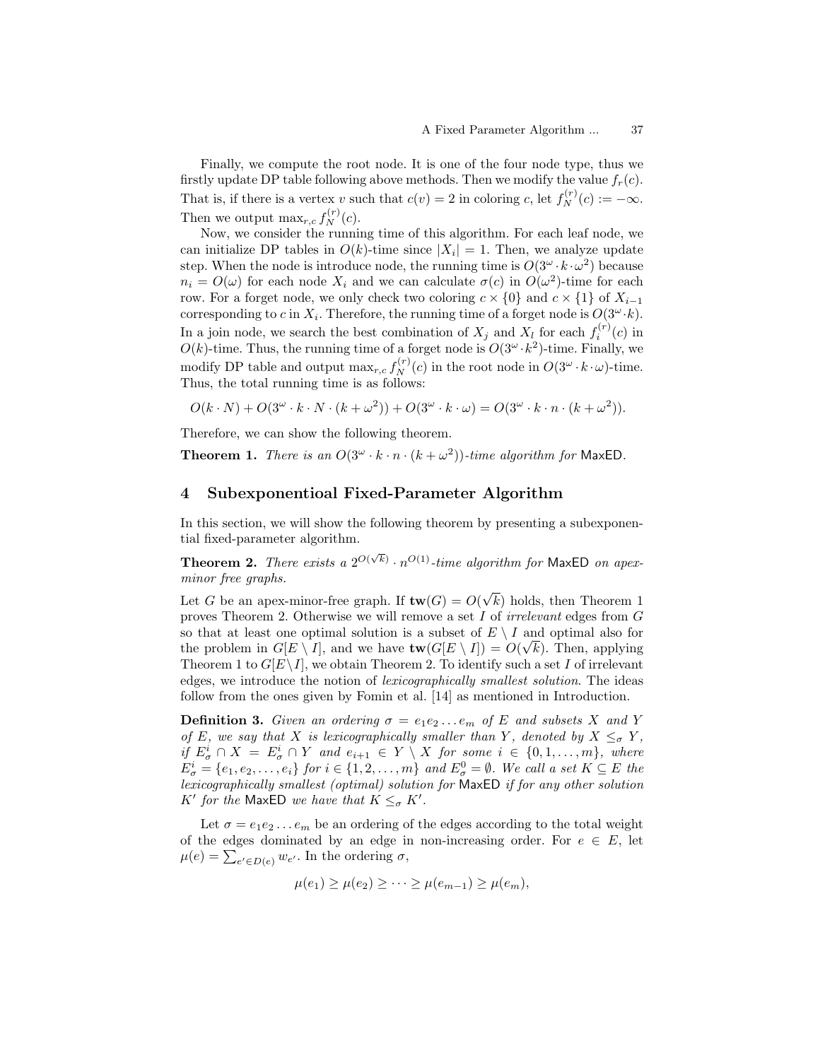Finally, we compute the root node. It is one of the four node type, thus we firstly update DP table following above methods. Then we modify the value $f_r(c)$. That is, if there is a vertex $v$ such that $c(v) = 2$ in coloring $c$, let $f_N^{(r)}(c) := -\infty$. Then we output $\max_{r,c} f_N^{(r)}(c)$.

Now, we consider the running time of this algorithm. For each leaf node, we can initialize DP tables in $O(k)$-time since $|X_i| = 1$. Then, we analyze update step. When the node is introduce node, the running time is $O(3^\omega \cdot k \cdot \omega^2)$ because $n_i = O(\omega)$ for each node $X_i$ and we can calculate $\sigma(c)$ in $O(\omega^2)$-time for each row. For a forget node, we only check two coloring $c \times \{0\}$ and $c \times \{1\}$ of $X_{i-1}$ corresponding to $c$ in $X_i$. Therefore, the running time of a forget node is $O(3^\omega \cdot k)$. In a join node, we search the best combination of $X_j$ and $X_l$ for each $f_i^{(r)}(c)$ in $O(k)$-time. Thus, the running time of a forget node is $O(3^\omega \cdot k^2)$-time. Finally, we modify DP table and output $\max_{r,c} f_N^{(r)}(c)$ in the root node in $O(3^\omega \cdot k \cdot \omega)$-time. Thus, the total running time is as follows:

$$O(k \cdot N) + O(3^\omega \cdot k \cdot N \cdot (k + \omega^2)) + O(3^\omega \cdot k \cdot \omega) = O(3^\omega \cdot k \cdot n \cdot (k + \omega^2)).$$

Therefore, we can show the following theorem.

**Theorem 1.** *There is an $O(3^\omega \cdot k \cdot n \cdot (k + \omega^2))$-time algorithm for* MaxED.

## 4 Subexponentioal Fixed-Parameter Algorithm

In this section, we will show the following theorem by presenting a subexponential fixed-parameter algorithm.

**Theorem 2.** *There exists a $2^{O(\sqrt{k})} \cdot n^{O(1)}$-time algorithm for* MaxED *on apex-minor free graphs.*

Let $G$ be an apex-minor-free graph. If $\mathbf{tw}(G) = O(\sqrt{k})$ holds, then Theorem 1 proves Theorem 2. Otherwise we will remove a set $I$ of *irrelevant* edges from $G$ so that at least one optimal solution is a subset of $E \setminus I$ and optimal also for the problem in $G[E \setminus I]$, and we have $\mathbf{tw}(G[E \setminus I]) = O(\sqrt{k})$. Then, applying Theorem 1 to $G[E \setminus I]$, we obtain Theorem 2. To identify such a set $I$ of irrelevant edges, we introduce the notion of *lexicographically smallest solution*. The ideas follow from the ones given by Fomin et al. [14] as mentioned in Introduction.

**Definition 3.** *Given an ordering $\sigma = e_1 e_2 \dots e_m$ of $E$ and subsets $X$ and $Y$ of $E$, we say that $X$ is lexicographically smaller than $Y$, denoted by $X \leq_\sigma Y$, if $E_\sigma^i \cap X = E_\sigma^i \cap Y$ and $e_{i+1} \in Y \setminus X$ for some $i \in \{0, 1, \dots, m\}$, where $E_\sigma^i = \{e_1, e_2, \dots, e_i\}$ for $i \in \{1, 2, \dots, m\}$ and $E_\sigma^0 = \emptyset$. We call a set $K \subseteq E$ the lexicographically smallest (optimal) solution for* MaxED *if for any other solution $K'$ for the* MaxED *we have that $K \leq_\sigma K'$.*

Let $\sigma = e_1 e_2 \dots e_m$ be an ordering of the edges according to the total weight of the edges dominated by an edge in non-increasing order. For $e \in E$, let $\mu(e) = \sum_{e' \in D(e)} w_{e'}$. In the ordering $\sigma$,

$$\mu(e_1) \geq \mu(e_2) \geq \dots \geq \mu(e_{m-1}) \geq \mu(e_m),$$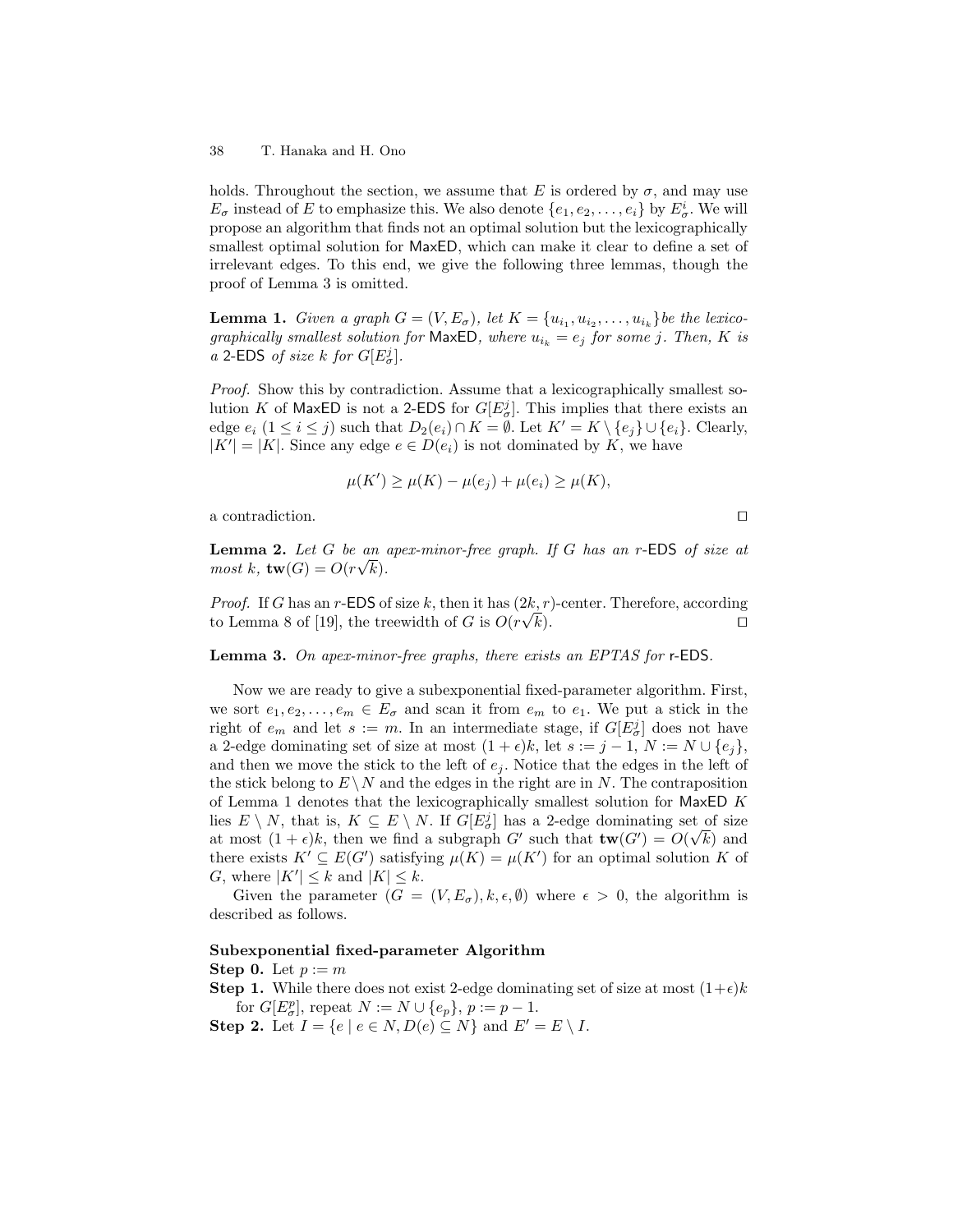holds. Throughout the section, we assume that $E$ is ordered by $\sigma$, and may use $E_\sigma$ instead of $E$ to emphasize this. We also denote $\{e_1, e_2, \ldots, e_i\}$ by $E_\sigma^i$. We will propose an algorithm that finds not an optimal solution but the lexicographically smallest optimal solution for MaxED, which can make it clear to define a set of irrelevant edges. To this end, we give the following three lemmas, though the proof of Lemma 3 is omitted.

**Lemma 1.** *Given a graph $G = (V, E_\sigma)$, let $K = \{u_{i_1}, u_{i_2}, \ldots, u_{i_k}\}$be the lexicographically smallest solution for* MaxED*, where $u_{i_k} = e_j$ for some $j$. Then, $K$ is a* 2-EDS *of size $k$ for $G[E_\sigma^j]$.*

*Proof.* Show this by contradiction. Assume that a lexicographically smallest solution $K$ of MaxED is not a 2-EDS for $G[E_\sigma^j]$. This implies that there exists an edge $e_i$ $(1 \leq i \leq j)$ such that $D_2(e_i) \cap K = \emptyset$. Let $K' = K \setminus \{e_j\} \cup \{e_i\}$. Clearly, $|K'| = |K|$. Since any edge $e \in D(e_i)$ is not dominated by $K$, we have

$$\mu(K') \geq \mu(K) - \mu(e_j) + \mu(e_i) \geq \mu(K),$$

a contradiction. $\square$

**Lemma 2.** *Let $G$ be an apex-minor-free graph. If $G$ has an $r$-*EDS *of size at most $k$, $\mathbf{tw}(G) = O(r\sqrt{k})$.*

*Proof.* If $G$ has an $r$-EDS of size $k$, then it has $(2k, r)$-center. Therefore, according to Lemma 8 of [19], the treewidth of $G$ is $O(r\sqrt{k})$. $\square$

**Lemma 3.** *On apex-minor-free graphs, there exists an EPTAS for* r-EDS*.*

Now we are ready to give a subexponential fixed-parameter algorithm. First, we sort $e_1, e_2, \ldots, e_m \in E_\sigma$ and scan it from $e_m$ to $e_1$. We put a stick in the right of $e_m$ and let $s := m$. In an intermediate stage, if $G[E_\sigma^j]$ does not have a 2-edge dominating set of size at most $(1+\epsilon)k$, let $s := j-1$, $N := N \cup \{e_j\}$, and then we move the stick to the left of $e_j$. Notice that the edges in the left of the stick belong to $E \setminus N$ and the edges in the right are in $N$. The contraposition of Lemma 1 denotes that the lexicographically smallest solution for MaxED $K$ lies $E \setminus N$, that is, $K \subseteq E \setminus N$. If $G[E_\sigma^j]$ has a 2-edge dominating set of size at most $(1+\epsilon)k$, then we find a subgraph $G'$ such that $\mathbf{tw}(G') = O(\sqrt{k})$ and there exists $K' \subseteq E(G')$ satisfying $\mu(K) = \mu(K')$ for an optimal solution $K$ of $G$, where $|K'| \leq k$ and $|K| \leq k$.

Given the parameter $(G = (V, E_\sigma), k, \epsilon, \emptyset)$ where $\epsilon > 0$, the algorithm is described as follows.

**Subexponential fixed-parameter Algorithm**

**Step 0.** Let $p := m$

**Step 1.** While there does not exist 2-edge dominating set of size at most $(1+\epsilon)k$ for $G[E_\sigma^p]$, repeat $N := N \cup \{e_p\}$, $p := p - 1$.

**Step 2.** Let $I = \{e \mid e \in N, D(e) \subseteq N\}$ and $E' = E \setminus I$.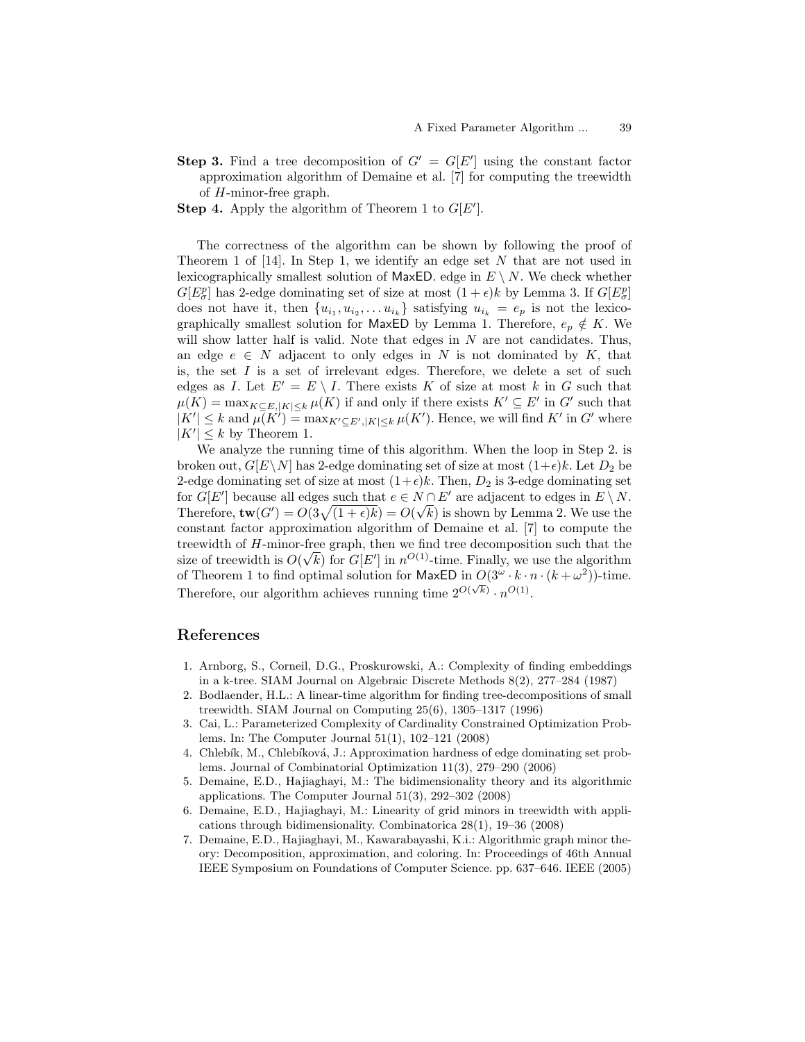**Step 3.** Find a tree decomposition of $G' = G[E']$ using the constant factor approximation algorithm of Demaine et al. [7] for computing the treewidth of $H$-minor-free graph.

**Step 4.** Apply the algorithm of Theorem 1 to $G[E']$.

The correctness of the algorithm can be shown by following the proof of Theorem 1 of [14]. In Step 1, we identify an edge set $N$ that are not used in lexicographically smallest solution of MaxED. edge in $E \setminus N$. We check whether $G[E^p_\sigma]$ has 2-edge dominating set of size at most $(1+\epsilon)k$ by Lemma 3. If $G[E^p_\sigma]$ does not have it, then $\{u_{i_1}, u_{i_2}, \ldots u_{i_k}\}$ satisfying $u_{i_k} = e_p$ is not the lexicographically smallest solution for MaxED by Lemma 1. Therefore, $e_p \notin K$. We will show latter half is valid. Note that edges in $N$ are not candidates. Thus, an edge $e \in N$ adjacent to only edges in $N$ is not dominated by $K$, that is, the set $I$ is a set of irrelevant edges. Therefore, we delete a set of such edges as $I$. Let $E' = E \setminus I$. There exists $K$ of size at most $k$ in $G$ such that $\mu(K) = \max_{K \subseteq E, |K| \leq k} \mu(K)$ if and only if there exists $K' \subseteq E'$ in $G'$ such that $|K'| \leq k$ and $\mu(K') = \max_{K' \subseteq E', |K| \leq k} \mu(K')$. Hence, we will find $K'$ in $G'$ where $|K'| \leq k$ by Theorem 1.

We analyze the running time of this algorithm. When the loop in Step 2. is broken out, $G[E \setminus N]$ has 2-edge dominating set of size at most $(1+\epsilon)k$. Let $D_2$ be 2-edge dominating set of size at most $(1+\epsilon)k$. Then, $D_2$ is 3-edge dominating set for $G[E']$ because all edges such that $e \in N \cap E'$ are adjacent to edges in $E \setminus N$. Therefore, $\mathbf{tw}(G') = O(3\sqrt{(1+\epsilon)k}) = O(\sqrt{k})$ is shown by Lemma 2. We use the constant factor approximation algorithm of Demaine et al. [7] to compute the treewidth of $H$-minor-free graph, then we find tree decomposition such that the size of treewidth is $O(\sqrt{k})$ for $G[E']$ in $n^{O(1)}$-time. Finally, we use the algorithm of Theorem 1 to find optimal solution for MaxED in $O(3^\omega \cdot k \cdot n \cdot (k + \omega^2))$-time. Therefore, our algorithm achieves running time $2^{O(\sqrt{k})} \cdot n^{O(1)}$.

## References

1. Arnborg, S., Corneil, D.G., Proskurowski, A.: Complexity of finding embeddings in a k-tree. SIAM Journal on Algebraic Discrete Methods 8(2), 277–284 (1987)
2. Bodlaender, H.L.: A linear-time algorithm for finding tree-decompositions of small treewidth. SIAM Journal on Computing 25(6), 1305–1317 (1996)
3. Cai, L.: Parameterized Complexity of Cardinality Constrained Optimization Problems. In: The Computer Journal 51(1), 102–121 (2008)
4. Chlebík, M., Chlebíková, J.: Approximation hardness of edge dominating set problems. Journal of Combinatorial Optimization 11(3), 279–290 (2006)
5. Demaine, E.D., Hajiaghayi, M.: The bidimensionality theory and its algorithmic applications. The Computer Journal 51(3), 292–302 (2008)
6. Demaine, E.D., Hajiaghayi, M.: Linearity of grid minors in treewidth with applications through bidimensionality. Combinatorica 28(1), 19–36 (2008)
7. Demaine, E.D., Hajiaghayi, M., Kawarabayashi, K.i.: Algorithmic graph minor theory: Decomposition, approximation, and coloring. In: Proceedings of 46th Annual IEEE Symposium on Foundations of Computer Science. pp. 637–646. IEEE (2005)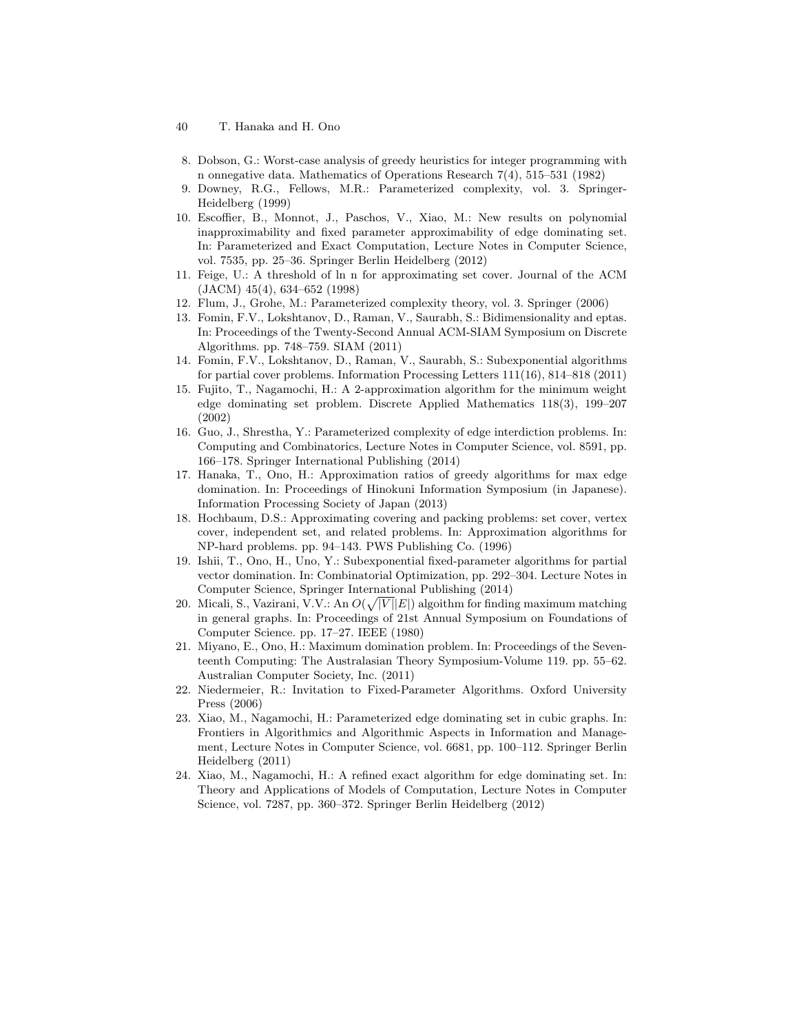8. Dobson, G.: Worst-case analysis of greedy heuristics for integer programming with n onnegative data. Mathematics of Operations Research 7(4), 515–531 (1982)
9. Downey, R.G., Fellows, M.R.: Parameterized complexity, vol. 3. Springer-Heidelberg (1999)
10. Escoffier, B., Monnot, J., Paschos, V., Xiao, M.: New results on polynomial inapproximability and fixed parameter approximability of edge dominating set. In: Parameterized and Exact Computation, Lecture Notes in Computer Science, vol. 7535, pp. 25–36. Springer Berlin Heidelberg (2012)
11. Feige, U.: A threshold of ln n for approximating set cover. Journal of the ACM (JACM) 45(4), 634–652 (1998)
12. Flum, J., Grohe, M.: Parameterized complexity theory, vol. 3. Springer (2006)
13. Fomin, F.V., Lokshtanov, D., Raman, V., Saurabh, S.: Bidimensionality and eptas. In: Proceedings of the Twenty-Second Annual ACM-SIAM Symposium on Discrete Algorithms. pp. 748–759. SIAM (2011)
14. Fomin, F.V., Lokshtanov, D., Raman, V., Saurabh, S.: Subexponential algorithms for partial cover problems. Information Processing Letters 111(16), 814–818 (2011)
15. Fujito, T., Nagamochi, H.: A 2-approximation algorithm for the minimum weight edge dominating set problem. Discrete Applied Mathematics 118(3), 199–207 (2002)
16. Guo, J., Shrestha, Y.: Parameterized complexity of edge interdiction problems. In: Computing and Combinatorics, Lecture Notes in Computer Science, vol. 8591, pp. 166–178. Springer International Publishing (2014)
17. Hanaka, T., Ono, H.: Approximation ratios of greedy algorithms for max edge domination. In: Proceedings of Hinokuni Information Symposium (in Japanese). Information Processing Society of Japan (2013)
18. Hochbaum, D.S.: Approximating covering and packing problems: set cover, vertex cover, independent set, and related problems. In: Approximation algorithms for NP-hard problems. pp. 94–143. PWS Publishing Co. (1996)
19. Ishii, T., Ono, H., Uno, Y.: Subexponential fixed-parameter algorithms for partial vector domination. In: Combinatorial Optimization, pp. 292–304. Lecture Notes in Computer Science, Springer International Publishing (2014)
20. Micali, S., Vazirani, V.V.: An $O(\sqrt{|V|}|E|)$ algoithm for finding maximum matching in general graphs. In: Proceedings of 21st Annual Symposium on Foundations of Computer Science. pp. 17–27. IEEE (1980)
21. Miyano, E., Ono, H.: Maximum domination problem. In: Proceedings of the Seventeenth Computing: The Australasian Theory Symposium-Volume 119. pp. 55–62. Australian Computer Society, Inc. (2011)
22. Niedermeier, R.: Invitation to Fixed-Parameter Algorithms. Oxford University Press (2006)
23. Xiao, M., Nagamochi, H.: Parameterized edge dominating set in cubic graphs. In: Frontiers in Algorithmics and Algorithmic Aspects in Information and Management, Lecture Notes in Computer Science, vol. 6681, pp. 100–112. Springer Berlin Heidelberg (2011)
24. Xiao, M., Nagamochi, H.: A refined exact algorithm for edge dominating set. In: Theory and Applications of Models of Computation, Lecture Notes in Computer Science, vol. 7287, pp. 360–372. Springer Berlin Heidelberg (2012)